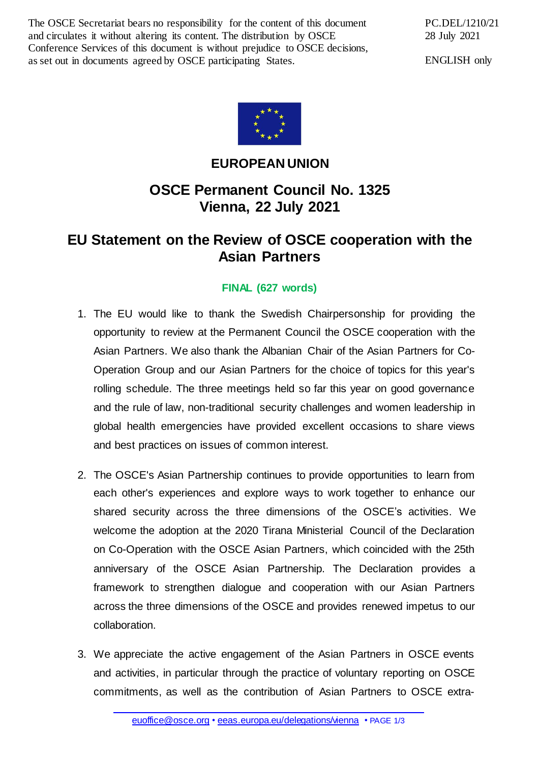The OSCE Secretariat bears no responsibility for the content of this document and circulates it without altering its content. The distribution by OSCE Conference Services of this document is without prejudice to OSCE decisions, as set out in documents agreed by OSCE participating States.

PC.DEL/1210/21
28 July 2021

ENGLISH only

**EUROPEAN UNION**

# OSCE Permanent Council No. 1325
# Vienna, 22 July 2021

## EU Statement on the Review of OSCE cooperation with the Asian Partners

**FINAL (627 words)**

1. The EU would like to thank the Swedish Chairpersonship for providing the opportunity to review at the Permanent Council the OSCE cooperation with the Asian Partners. We also thank the Albanian Chair of the Asian Partners for Co-Operation Group and our Asian Partners for the choice of topics for this year's rolling schedule. The three meetings held so far this year on good governance and the rule of law, non-traditional security challenges and women leadership in global health emergencies have provided excellent occasions to share views and best practices on issues of common interest.

2. The OSCE's Asian Partnership continues to provide opportunities to learn from each other's experiences and explore ways to work together to enhance our shared security across the three dimensions of the OSCE's activities. We welcome the adoption at the 2020 Tirana Ministerial Council of the Declaration on Co-Operation with the OSCE Asian Partners, which coincided with the 25th anniversary of the OSCE Asian Partnership. The Declaration provides a framework to strengthen dialogue and cooperation with our Asian Partners across the three dimensions of the OSCE and provides renewed impetus to our collaboration.

3. We appreciate the active engagement of the Asian Partners in OSCE events and activities, in particular through the practice of voluntary reporting on OSCE commitments, as well as the contribution of Asian Partners to OSCE extra-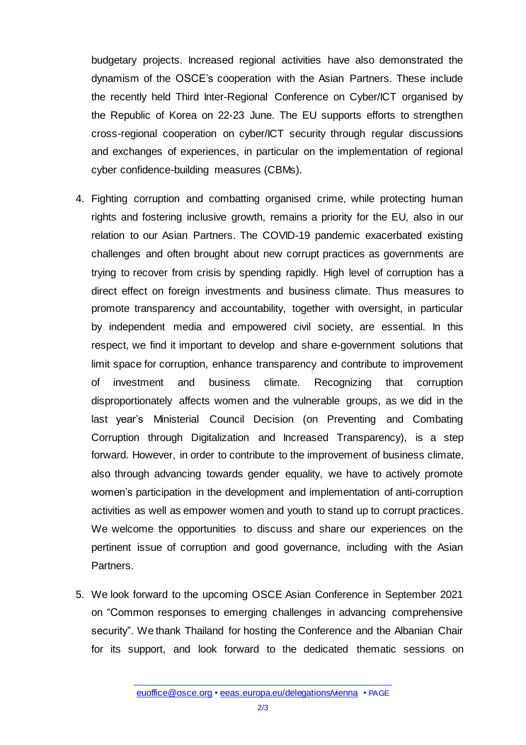budgetary projects. Increased regional activities have also demonstrated the dynamism of the OSCE's cooperation with the Asian Partners. These include the recently held Third Inter-Regional Conference on Cyber/ICT organised by the Republic of Korea on 22-23 June. The EU supports efforts to strengthen cross-regional cooperation on cyber/ICT security through regular discussions and exchanges of experiences, in particular on the implementation of regional cyber confidence-building measures (CBMs).

4. Fighting corruption and combatting organised crime, while protecting human rights and fostering inclusive growth, remains a priority for the EU, also in our relation to our Asian Partners. The COVID-19 pandemic exacerbated existing challenges and often brought about new corrupt practices as governments are trying to recover from crisis by spending rapidly. High level of corruption has a direct effect on foreign investments and business climate. Thus measures to promote transparency and accountability, together with oversight, in particular by independent media and empowered civil society, are essential. In this respect, we find it important to develop and share e-government solutions that limit space for corruption, enhance transparency and contribute to improvement of investment and business climate. Recognizing that corruption disproportionately affects women and the vulnerable groups, as we did in the last year's Ministerial Council Decision (on Preventing and Combating Corruption through Digitalization and Increased Transparency), is a step forward. However, in order to contribute to the improvement of business climate, also through advancing towards gender equality, we have to actively promote women's participation in the development and implementation of anti-corruption activities as well as empower women and youth to stand up to corrupt practices. We welcome the opportunities to discuss and share our experiences on the pertinent issue of corruption and good governance, including with the Asian Partners.

5. We look forward to the upcoming OSCE Asian Conference in September 2021 on "Common responses to emerging challenges in advancing comprehensive security". We thank Thailand for hosting the Conference and the Albanian Chair for its support, and look forward to the dedicated thematic sessions on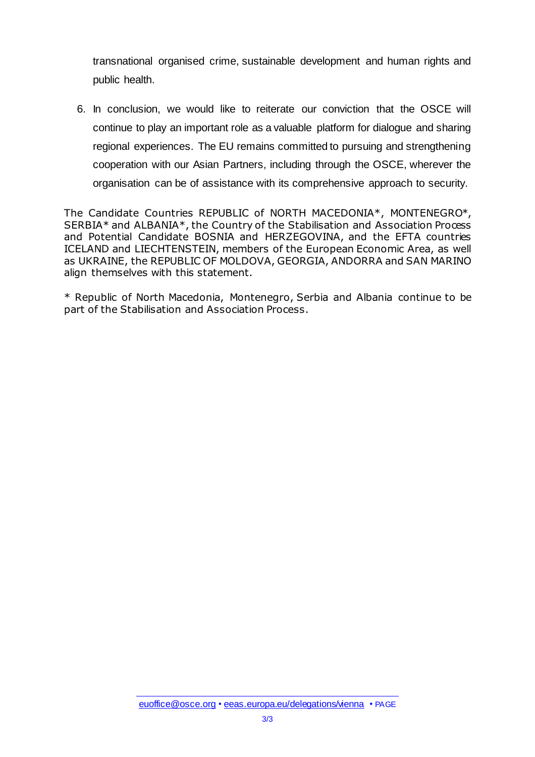transnational organised crime, sustainable development and human rights and public health.

6. In conclusion, we would like to reiterate our conviction that the OSCE will continue to play an important role as a valuable platform for dialogue and sharing regional experiences. The EU remains committed to pursuing and strengthening cooperation with our Asian Partners, including through the OSCE, wherever the organisation can be of assistance with its comprehensive approach to security.

The Candidate Countries REPUBLIC of NORTH MACEDONIA*, MONTENEGRO*, SERBIA* and ALBANIA*, the Country of the Stabilisation and Association Process and Potential Candidate BOSNIA and HERZEGOVINA, and the EFTA countries ICELAND and LIECHTENSTEIN, members of the European Economic Area, as well as UKRAINE, the REPUBLIC OF MOLDOVA, GEORGIA, ANDORRA and SAN MARINO align themselves with this statement.

* Republic of North Macedonia, Montenegro, Serbia and Albania continue to be part of the Stabilisation and Association Process.